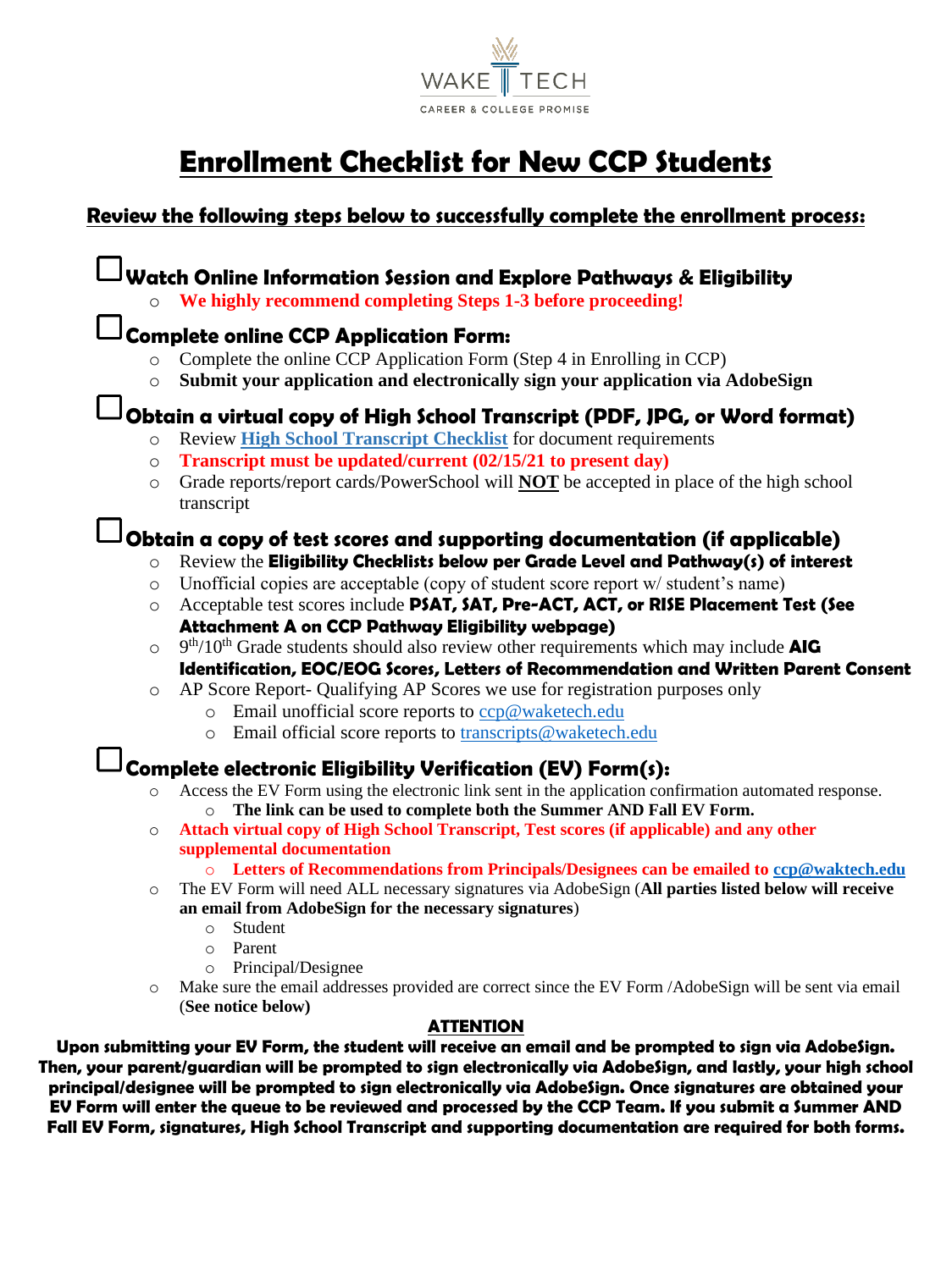WAKE TECH
CAREER & COLLEGE PROMISE

# Enrollment Checklist for New CCP Students

## Review the following steps below to successfully complete the enrollment process:

### ☐ Watch Online Information Session and Explore Pathways & Eligibility

- **We highly recommend completing Steps 1-3 before proceeding!**

### ☐ Complete online CCP Application Form:

- Complete the online CCP Application Form (Step 4 in Enrolling in CCP)
- **Submit your application and electronically sign your application via AdobeSign**

### ☐ Obtain a virtual copy of High School Transcript (PDF, JPG, or Word format)

- Review **High School Transcript Checklist** for document requirements
- **Transcript must be updated/current (02/15/21 to present day)**
- Grade reports/report cards/PowerSchool will **NOT** be accepted in place of the high school transcript

### ☐ Obtain a copy of test scores and supporting documentation (if applicable)

- Review the **Eligibility Checklists below per Grade Level and Pathway(s) of interest**
- Unofficial copies are acceptable (copy of student score report w/ student's name)
- Acceptable test scores include **PSAT, SAT, Pre-ACT, ACT, or RISE Placement Test (See Attachment A on CCP Pathway Eligibility webpage)**
- 9th/10th Grade students should also review other requirements which may include **AIG Identification, EOC/EOG Scores, Letters of Recommendation and Written Parent Consent**
- AP Score Report- Qualifying AP Scores we use for registration purposes only
  - Email unofficial score reports to ccp@waketech.edu
  - Email official score reports to transcripts@waketech.edu

### ☐ Complete electronic Eligibility Verification (EV) Form(s):

- Access the EV Form using the electronic link sent in the application confirmation automated response.
  - **The link can be used to complete both the Summer AND Fall EV Form.**
- **Attach virtual copy of High School Transcript, Test scores (if applicable) and any other supplemental documentation**
  - **Letters of Recommendations from Principals/Designees can be emailed to ccp@waktech.edu**
- The EV Form will need ALL necessary signatures via AdobeSign (**All parties listed below will receive an email from AdobeSign for the necessary signatures**)
  - Student
  - Parent
  - Principal/Designee
- Make sure the email addresses provided are correct since the EV Form /AdobeSign will be sent via email (**See notice below)**

**ATTENTION**

**Upon submitting your EV Form, the student will receive an email and be prompted to sign via AdobeSign. Then, your parent/guardian will be prompted to sign electronically via AdobeSign, and lastly, your high school principal/designee will be prompted to sign electronically via AdobeSign. Once signatures are obtained your EV Form will enter the queue to be reviewed and processed by the CCP Team. If you submit a Summer AND Fall EV Form, signatures, High School Transcript and supporting documentation are required for both forms.**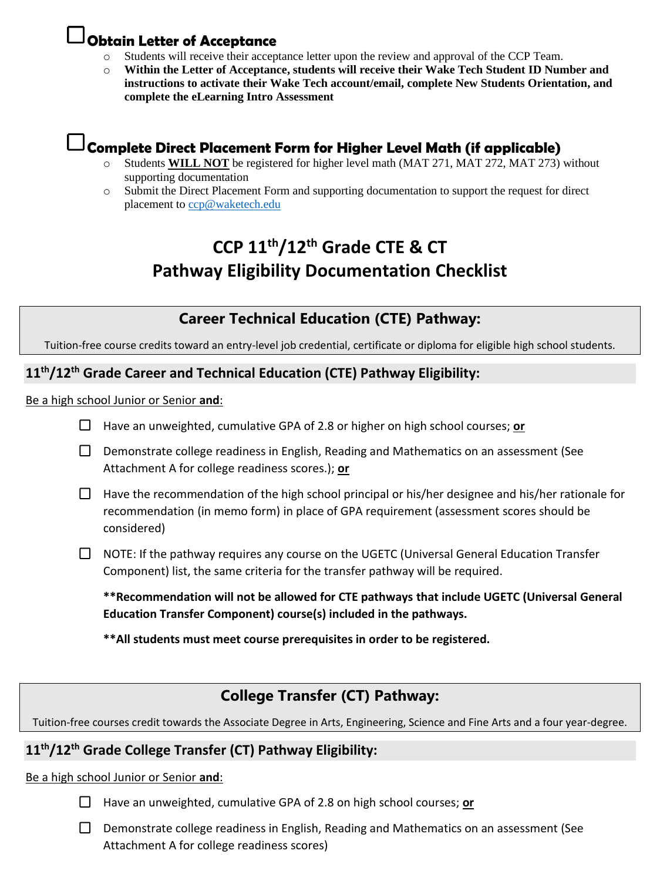## ☐ Obtain Letter of Acceptance

- Students will receive their acceptance letter upon the review and approval of the CCP Team.
- **Within the Letter of Acceptance, students will receive their Wake Tech Student ID Number and instructions to activate their Wake Tech account/email, complete New Students Orientation, and complete the eLearning Intro Assessment**

## ☐ Complete Direct Placement Form for Higher Level Math (if applicable)

- Students **WILL NOT** be registered for higher level math (MAT 271, MAT 272, MAT 273) without supporting documentation
- Submit the Direct Placement Form and supporting documentation to support the request for direct placement to ccp@waketech.edu

# CCP 11th/12th Grade CTE & CT Pathway Eligibility Documentation Checklist

## Career Technical Education (CTE) Pathway:

Tuition-free course credits toward an entry-level job credential, certificate or diploma for eligible high school students.

### 11th/12th Grade Career and Technical Education (CTE) Pathway Eligibility:

Be a high school Junior or Senior **and**:

- ☐ Have an unweighted, cumulative GPA of 2.8 or higher on high school courses; **or**
- ☐ Demonstrate college readiness in English, Reading and Mathematics on an assessment (See Attachment A for college readiness scores.); **or**
- ☐ Have the recommendation of the high school principal or his/her designee and his/her rationale for recommendation (in memo form) in place of GPA requirement (assessment scores should be considered)
- ☐ NOTE: If the pathway requires any course on the UGETC (Universal General Education Transfer Component) list, the same criteria for the transfer pathway will be required.

**\*\*Recommendation will not be allowed for CTE pathways that include UGETC (Universal General Education Transfer Component) course(s) included in the pathways.**

**\*\*All students must meet course prerequisites in order to be registered.**

## College Transfer (CT) Pathway:

Tuition-free courses credit towards the Associate Degree in Arts, Engineering, Science and Fine Arts and a four year-degree.

### 11th/12th Grade College Transfer (CT) Pathway Eligibility:

Be a high school Junior or Senior **and**:

- ☐ Have an unweighted, cumulative GPA of 2.8 on high school courses; **or**
- ☐ Demonstrate college readiness in English, Reading and Mathematics on an assessment (See Attachment A for college readiness scores)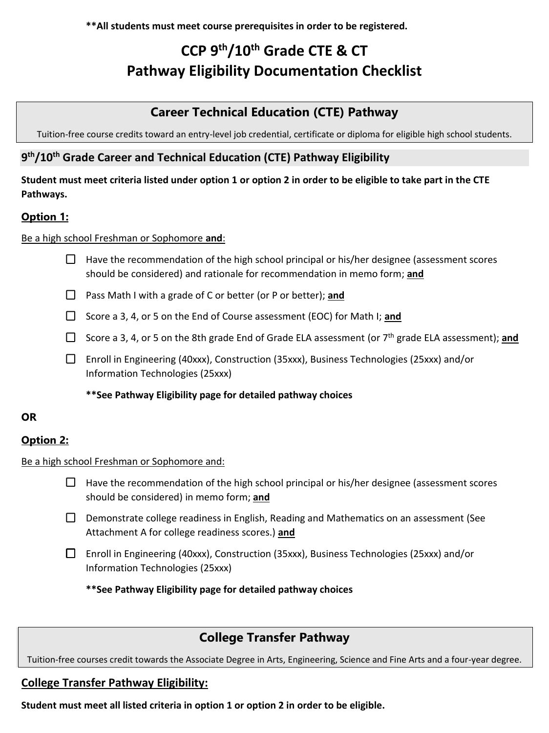**All students must meet course prerequisites in order to be registered.

# CCP 9th/10th Grade CTE & CT Pathway Eligibility Documentation Checklist

## Career Technical Education (CTE) Pathway

Tuition-free course credits toward an entry-level job credential, certificate or diploma for eligible high school students.

### 9th/10th Grade Career and Technical Education (CTE) Pathway Eligibility

**Student must meet criteria listed under option 1 or option 2 in order to be eligible to take part in the CTE Pathways.**

**Option 1:**

Be a high school Freshman or Sophomore **and**:

- ☐ Have the recommendation of the high school principal or his/her designee (assessment scores should be considered) and rationale for recommendation in memo form; **and**
- ☐ Pass Math I with a grade of C or better (or P or better); **and**
- ☐ Score a 3, 4, or 5 on the End of Course assessment (EOC) for Math I; **and**
- ☐ Score a 3, 4, or 5 on the 8th grade End of Grade ELA assessment (or 7th grade ELA assessment); **and**
- ☐ Enroll in Engineering (40xxx), Construction (35xxx), Business Technologies (25xxx) and/or Information Technologies (25xxx)

  **See Pathway Eligibility page for detailed pathway choices

**OR**

**Option 2:**

Be a high school Freshman or Sophomore and:

- ☐ Have the recommendation of the high school principal or his/her designee (assessment scores should be considered) in memo form; **and**
- ☐ Demonstrate college readiness in English, Reading and Mathematics on an assessment (See Attachment A for college readiness scores.) **and**
- ☐ Enroll in Engineering (40xxx), Construction (35xxx), Business Technologies (25xxx) and/or Information Technologies (25xxx)

  **See Pathway Eligibility page for detailed pathway choices

## College Transfer Pathway

Tuition-free courses credit towards the Associate Degree in Arts, Engineering, Science and Fine Arts and a four-year degree.

### College Transfer Pathway Eligibility:

**Student must meet all listed criteria in option 1 or option 2 in order to be eligible.**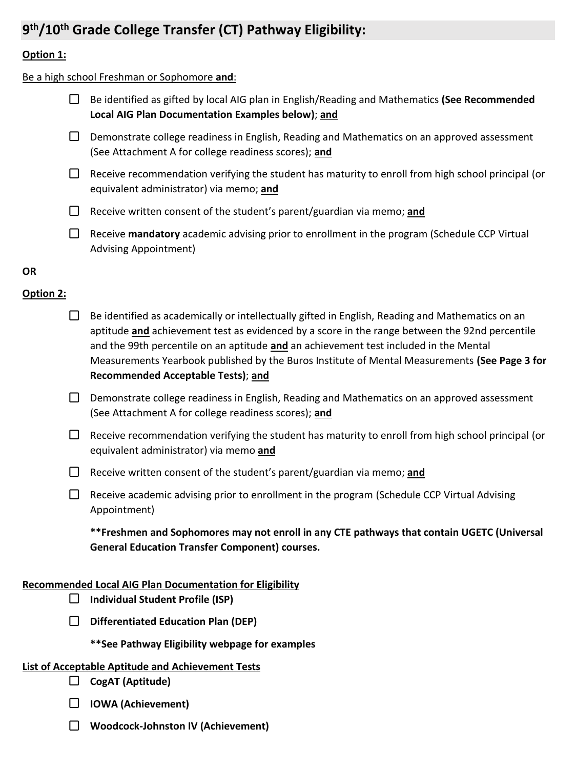## 9th/10th Grade College Transfer (CT) Pathway Eligibility:

**Option 1:**

Be a high school Freshman or Sophomore **and**:

- ☐ Be identified as gifted by local AIG plan in English/Reading and Mathematics **(See Recommended Local AIG Plan Documentation Examples below)**; **and**
- ☐ Demonstrate college readiness in English, Reading and Mathematics on an approved assessment (See Attachment A for college readiness scores); **and**
- ☐ Receive recommendation verifying the student has maturity to enroll from high school principal (or equivalent administrator) via memo; **and**
- ☐ Receive written consent of the student's parent/guardian via memo; **and**
- ☐ Receive **mandatory** academic advising prior to enrollment in the program (Schedule CCP Virtual Advising Appointment)

**OR**

**Option 2:**

- ☐ Be identified as academically or intellectually gifted in English, Reading and Mathematics on an aptitude **and** achievement test as evidenced by a score in the range between the 92nd percentile and the 99th percentile on an aptitude **and** an achievement test included in the Mental Measurements Yearbook published by the Buros Institute of Mental Measurements **(See Page 3 for Recommended Acceptable Tests)**; **and**
- ☐ Demonstrate college readiness in English, Reading and Mathematics on an approved assessment (See Attachment A for college readiness scores); **and**
- ☐ Receive recommendation verifying the student has maturity to enroll from high school principal (or equivalent administrator) via memo **and**
- ☐ Receive written consent of the student's parent/guardian via memo; **and**
- ☐ Receive academic advising prior to enrollment in the program (Schedule CCP Virtual Advising Appointment)

  **\*\*Freshmen and Sophomores may not enroll in any CTE pathways that contain UGETC (Universal General Education Transfer Component) courses.**

**Recommended Local AIG Plan Documentation for Eligibility**

- ☐ **Individual Student Profile (ISP)**
- ☐ **Differentiated Education Plan (DEP)**

  **\*\*See Pathway Eligibility webpage for examples**

**List of Acceptable Aptitude and Achievement Tests**

- ☐ **CogAT (Aptitude)**
- ☐ **IOWA (Achievement)**
- ☐ **Woodcock-Johnston IV (Achievement)**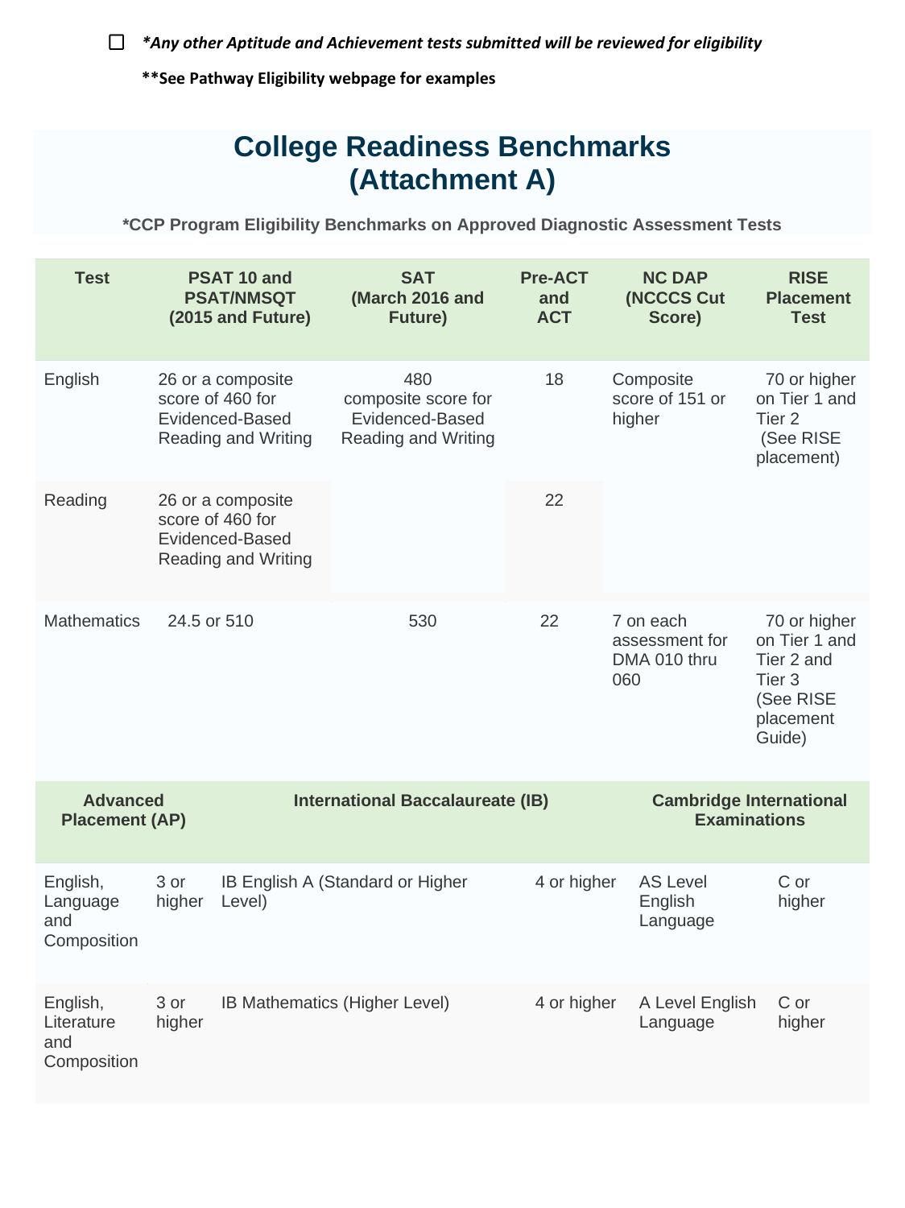☐ ***Any other Aptitude and Achievement tests submitted will be reviewed for eligibility***

****See Pathway Eligibility webpage for examples**

# College Readiness Benchmarks (Attachment A)

**\*CCP Program Eligibility Benchmarks on Approved Diagnostic Assessment Tests**

| Test | PSAT 10 and PSAT/NMSQT (2015 and Future) | SAT (March 2016 and Future) | Pre-ACT and ACT | NC DAP (NCCCS Cut Score) | RISE Placement Test |
|---|---|---|---|---|---|
| English | 26 or a composite score of 460 for Evidenced-Based Reading and Writing | 480 composite score for Evidenced-Based Reading and Writing | 18 | Composite score of 151 or higher | 70 or higher on Tier 1 and Tier 2 (See RISE placement) |
| Reading | 26 or a composite score of 460 for Evidenced-Based Reading and Writing | | 22 | | |
| Mathematics | 24.5 or 510 | 530 | 22 | 7 on each assessment for DMA 010 thru 060 | 70 or higher on Tier 1 and Tier 2 and Tier 3 (See RISE placement Guide) |

| Advanced Placement (AP) | | International Baccalaureate (IB) | | Cambridge International Examinations | |
|---|---|---|---|---|---|
| English, Language and Composition | 3 or higher | IB English A (Standard or Higher Level) | 4 or higher | AS Level English Language | C or higher |
| English, Literature and Composition | 3 or higher | IB Mathematics (Higher Level) | 4 or higher | A Level English Language | C or higher |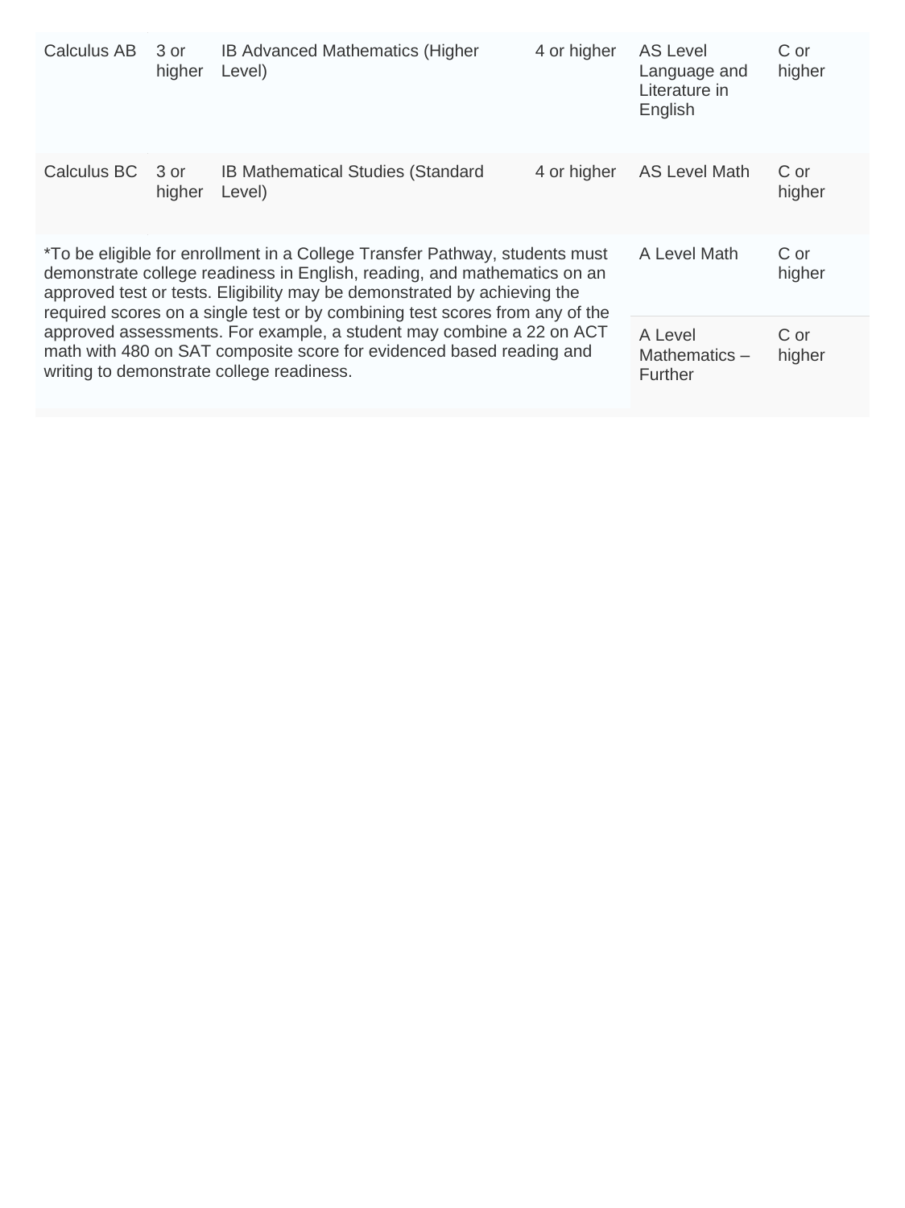| | | | | | |
|---|---|---|---|---|---|
| Calculus AB | 3 or higher | IB Advanced Mathematics (Higher Level) | 4 or higher | AS Level Language and Literature in English | C or higher |
| Calculus BC | 3 or higher | IB Mathematical Studies (Standard Level) | 4 or higher | AS Level Math | C or higher |
| | | | | A Level Math | C or higher |
| | | | | A Level Mathematics – Further | C or higher |

*To be eligible for enrollment in a College Transfer Pathway, students must demonstrate college readiness in English, reading, and mathematics on an approved test or tests. Eligibility may be demonstrated by achieving the required scores on a single test or by combining test scores from any of the approved assessments. For example, a student may combine a 22 on ACT math with 480 on SAT composite score for evidenced based reading and writing to demonstrate college readiness.